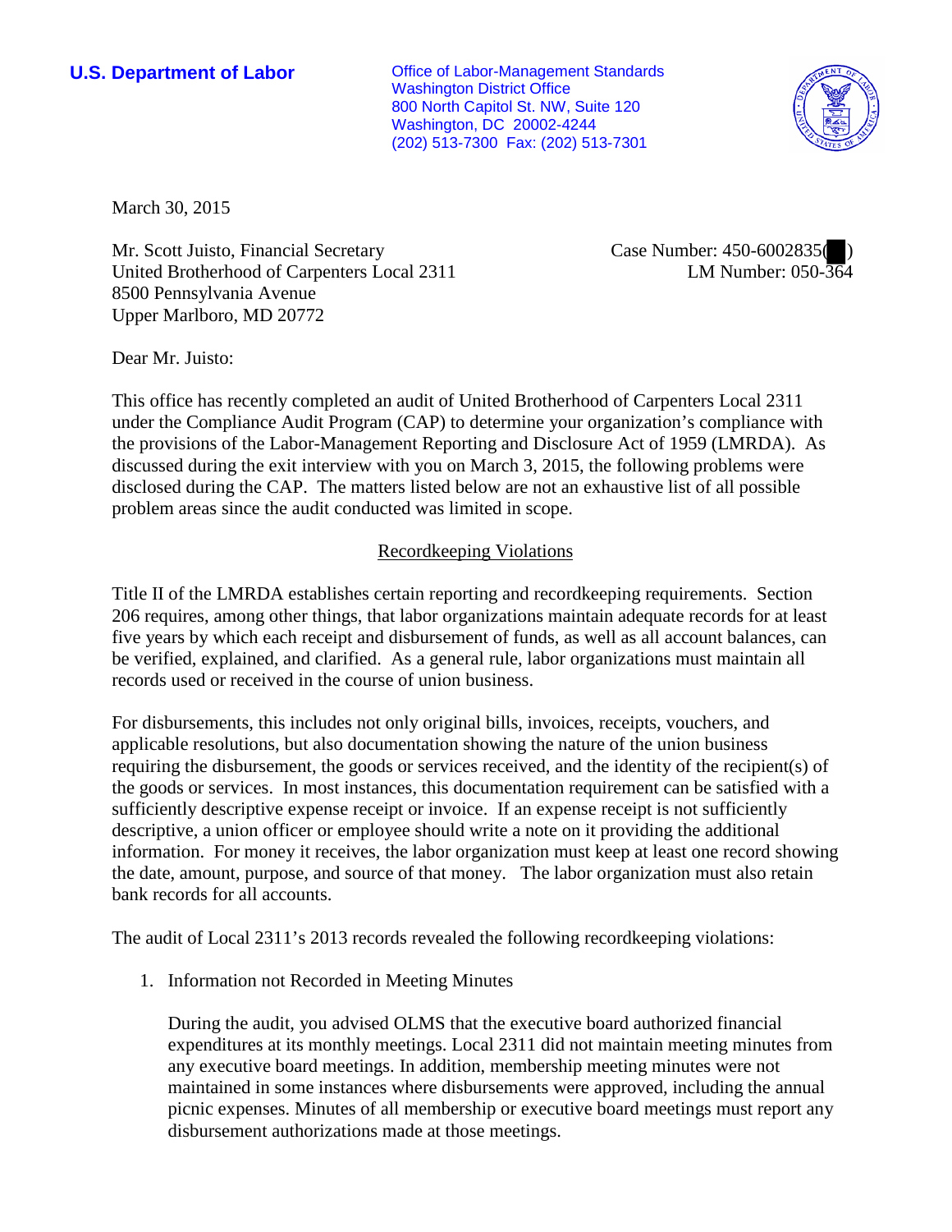**U.S. Department of Labor**

Office of Labor-Management Standards
Washington District Office
800 North Capitol St. NW, Suite 120
Washington, DC 20002-4244
(202) 513-7300 Fax: (202) 513-7301

March 30, 2015

Mr. Scott Juisto, Financial Secretary
United Brotherhood of Carpenters Local 2311
8500 Pennsylvania Avenue
Upper Marlboro, MD 20772

Case Number: 450-6002835( )
LM Number: 050-364

Dear Mr. Juisto:

This office has recently completed an audit of United Brotherhood of Carpenters Local 2311 under the Compliance Audit Program (CAP) to determine your organization's compliance with the provisions of the Labor-Management Reporting and Disclosure Act of 1959 (LMRDA). As discussed during the exit interview with you on March 3, 2015, the following problems were disclosed during the CAP. The matters listed below are not an exhaustive list of all possible problem areas since the audit conducted was limited in scope.

## Recordkeeping Violations

Title II of the LMRDA establishes certain reporting and recordkeeping requirements. Section 206 requires, among other things, that labor organizations maintain adequate records for at least five years by which each receipt and disbursement of funds, as well as all account balances, can be verified, explained, and clarified. As a general rule, labor organizations must maintain all records used or received in the course of union business.

For disbursements, this includes not only original bills, invoices, receipts, vouchers, and applicable resolutions, but also documentation showing the nature of the union business requiring the disbursement, the goods or services received, and the identity of the recipient(s) of the goods or services. In most instances, this documentation requirement can be satisfied with a sufficiently descriptive expense receipt or invoice. If an expense receipt is not sufficiently descriptive, a union officer or employee should write a note on it providing the additional information. For money it receives, the labor organization must keep at least one record showing the date, amount, purpose, and source of that money. The labor organization must also retain bank records for all accounts.

The audit of Local 2311's 2013 records revealed the following recordkeeping violations:

1. Information not Recorded in Meeting Minutes

   During the audit, you advised OLMS that the executive board authorized financial expenditures at its monthly meetings. Local 2311 did not maintain meeting minutes from any executive board meetings. In addition, membership meeting minutes were not maintained in some instances where disbursements were approved, including the annual picnic expenses. Minutes of all membership or executive board meetings must report any disbursement authorizations made at those meetings.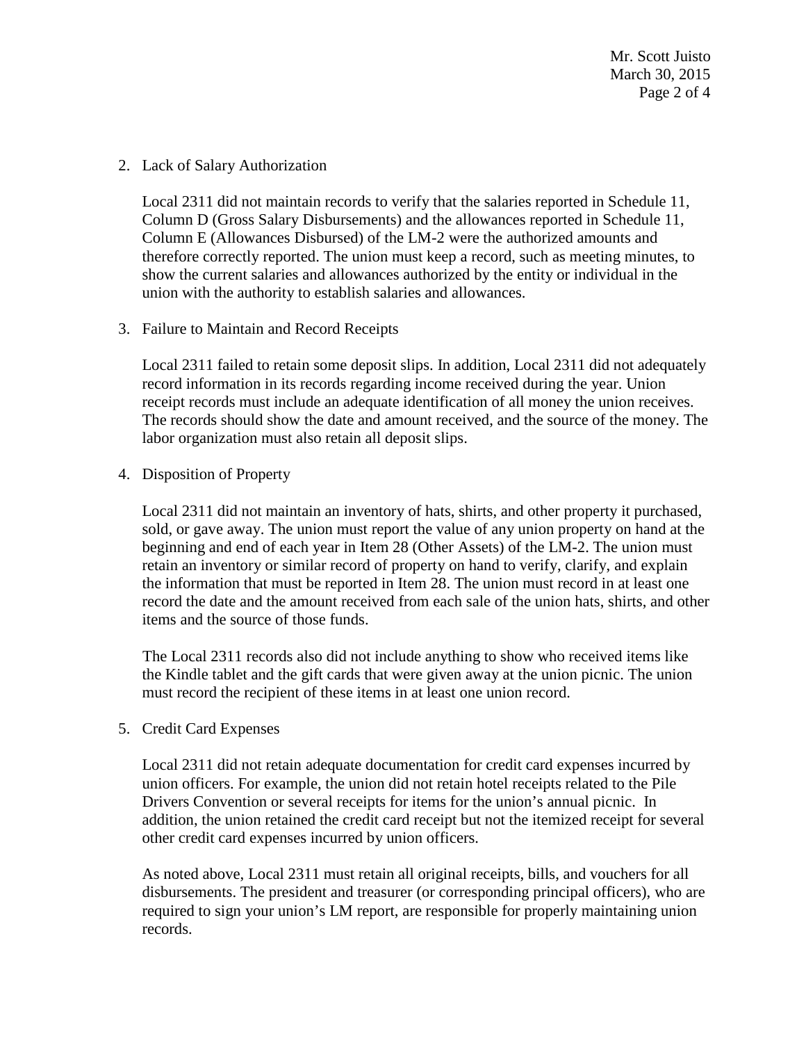2. Lack of Salary Authorization

   Local 2311 did not maintain records to verify that the salaries reported in Schedule 11, Column D (Gross Salary Disbursements) and the allowances reported in Schedule 11, Column E (Allowances Disbursed) of the LM-2 were the authorized amounts and therefore correctly reported. The union must keep a record, such as meeting minutes, to show the current salaries and allowances authorized by the entity or individual in the union with the authority to establish salaries and allowances.

3. Failure to Maintain and Record Receipts

   Local 2311 failed to retain some deposit slips. In addition, Local 2311 did not adequately record information in its records regarding income received during the year. Union receipt records must include an adequate identification of all money the union receives. The records should show the date and amount received, and the source of the money. The labor organization must also retain all deposit slips.

4. Disposition of Property

   Local 2311 did not maintain an inventory of hats, shirts, and other property it purchased, sold, or gave away. The union must report the value of any union property on hand at the beginning and end of each year in Item 28 (Other Assets) of the LM-2. The union must retain an inventory or similar record of property on hand to verify, clarify, and explain the information that must be reported in Item 28. The union must record in at least one record the date and the amount received from each sale of the union hats, shirts, and other items and the source of those funds.

   The Local 2311 records also did not include anything to show who received items like the Kindle tablet and the gift cards that were given away at the union picnic. The union must record the recipient of these items in at least one union record.

5. Credit Card Expenses

   Local 2311 did not retain adequate documentation for credit card expenses incurred by union officers. For example, the union did not retain hotel receipts related to the Pile Drivers Convention or several receipts for items for the union's annual picnic. In addition, the union retained the credit card receipt but not the itemized receipt for several other credit card expenses incurred by union officers.

   As noted above, Local 2311 must retain all original receipts, bills, and vouchers for all disbursements. The president and treasurer (or corresponding principal officers), who are required to sign your union's LM report, are responsible for properly maintaining union records.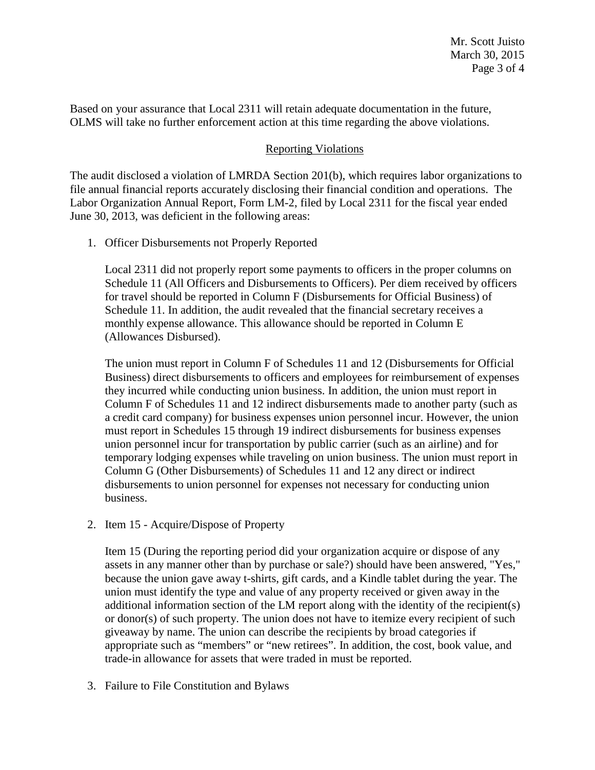Based on your assurance that Local 2311 will retain adequate documentation in the future, OLMS will take no further enforcement action at this time regarding the above violations.

## Reporting Violations

The audit disclosed a violation of LMRDA Section 201(b), which requires labor organizations to file annual financial reports accurately disclosing their financial condition and operations. The Labor Organization Annual Report, Form LM-2, filed by Local 2311 for the fiscal year ended June 30, 2013, was deficient in the following areas:

1. Officer Disbursements not Properly Reported

   Local 2311 did not properly report some payments to officers in the proper columns on Schedule 11 (All Officers and Disbursements to Officers). Per diem received by officers for travel should be reported in Column F (Disbursements for Official Business) of Schedule 11. In addition, the audit revealed that the financial secretary receives a monthly expense allowance. This allowance should be reported in Column E (Allowances Disbursed).

   The union must report in Column F of Schedules 11 and 12 (Disbursements for Official Business) direct disbursements to officers and employees for reimbursement of expenses they incurred while conducting union business. In addition, the union must report in Column F of Schedules 11 and 12 indirect disbursements made to another party (such as a credit card company) for business expenses union personnel incur. However, the union must report in Schedules 15 through 19 indirect disbursements for business expenses union personnel incur for transportation by public carrier (such as an airline) and for temporary lodging expenses while traveling on union business. The union must report in Column G (Other Disbursements) of Schedules 11 and 12 any direct or indirect disbursements to union personnel for expenses not necessary for conducting union business.

2. Item 15 - Acquire/Dispose of Property

   Item 15 (During the reporting period did your organization acquire or dispose of any assets in any manner other than by purchase or sale?) should have been answered, "Yes," because the union gave away t-shirts, gift cards, and a Kindle tablet during the year. The union must identify the type and value of any property received or given away in the additional information section of the LM report along with the identity of the recipient(s) or donor(s) of such property. The union does not have to itemize every recipient of such giveaway by name. The union can describe the recipients by broad categories if appropriate such as "members" or "new retirees". In addition, the cost, book value, and trade-in allowance for assets that were traded in must be reported.

3. Failure to File Constitution and Bylaws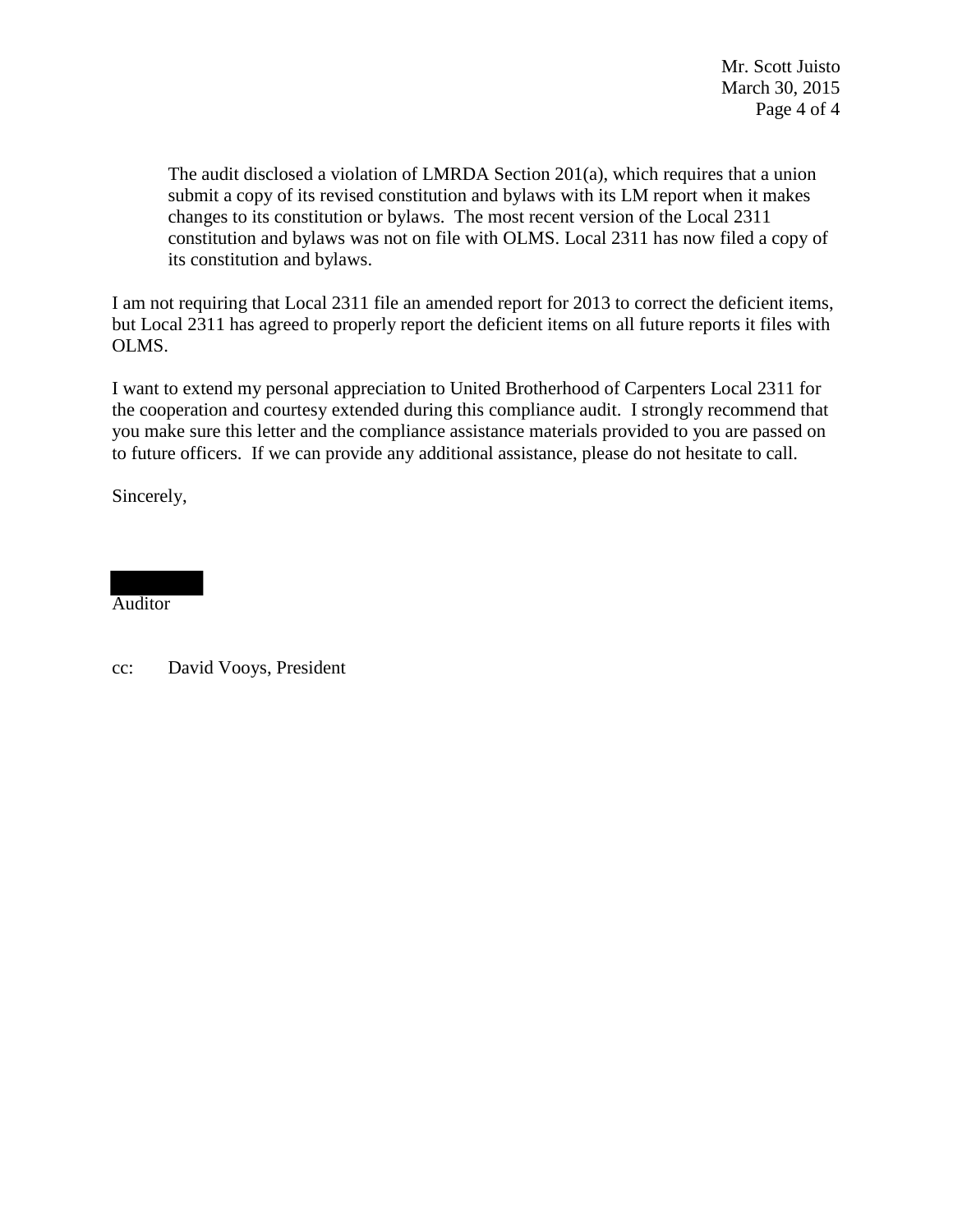The audit disclosed a violation of LMRDA Section 201(a), which requires that a union submit a copy of its revised constitution and bylaws with its LM report when it makes changes to its constitution or bylaws. The most recent version of the Local 2311 constitution and bylaws was not on file with OLMS. Local 2311 has now filed a copy of its constitution and bylaws.

I am not requiring that Local 2311 file an amended report for 2013 to correct the deficient items, but Local 2311 has agreed to properly report the deficient items on all future reports it files with OLMS.

I want to extend my personal appreciation to United Brotherhood of Carpenters Local 2311 for the cooperation and courtesy extended during this compliance audit. I strongly recommend that you make sure this letter and the compliance assistance materials provided to you are passed on to future officers. If we can provide any additional assistance, please do not hesitate to call.

Sincerely,

Auditor

cc: David Vooys, President